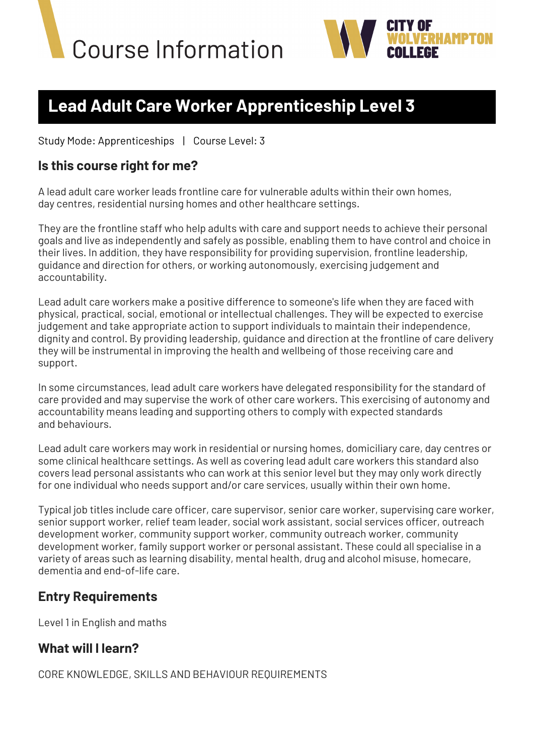# Course Information

CITY OF WOLVERHAMPTON COLLEGE

## Lead Adult Care Worker Apprenticeship Level 3

Study Mode: Apprenticeships | Course Level: 3

### Is this course right for me?

A lead adult care worker leads frontline care for vulnerable adults within their own homes, day centres, residential nursing homes and other healthcare settings.

They are the frontline staff who help adults with care and support needs to achieve their personal goals and live as independently and safely as possible, enabling them to have control and choice in their lives. In addition, they have responsibility for providing supervision, frontline leadership, guidance and direction for others, or working autonomously, exercising judgement and accountability.

Lead adult care workers make a positive difference to someone's life when they are faced with physical, practical, social, emotional or intellectual challenges. They will be expected to exercise judgement and take appropriate action to support individuals to maintain their independence, dignity and control. By providing leadership, guidance and direction at the frontline of care delivery they will be instrumental in improving the health and wellbeing of those receiving care and support.

In some circumstances, lead adult care workers have delegated responsibility for the standard of care provided and may supervise the work of other care workers. This exercising of autonomy and accountability means leading and supporting others to comply with expected standards and behaviours.

Lead adult care workers may work in residential or nursing homes, domiciliary care, day centres or some clinical healthcare settings. As well as covering lead adult care workers this standard also covers lead personal assistants who can work at this senior level but they may only work directly for one individual who needs support and/or care services, usually within their own home.

Typical job titles include care officer, care supervisor, senior care worker, supervising care worker, senior support worker, relief team leader, social work assistant, social services officer, outreach development worker, community support worker, community outreach worker, community development worker, family support worker or personal assistant. These could all specialise in a variety of areas such as learning disability, mental health, drug and alcohol misuse, homecare, dementia and end-of-life care.

### Entry Requirements

Level 1 in English and maths

### What will I learn?

CORE KNOWLEDGE, SKILLS AND BEHAVIOUR REQUIREMENTS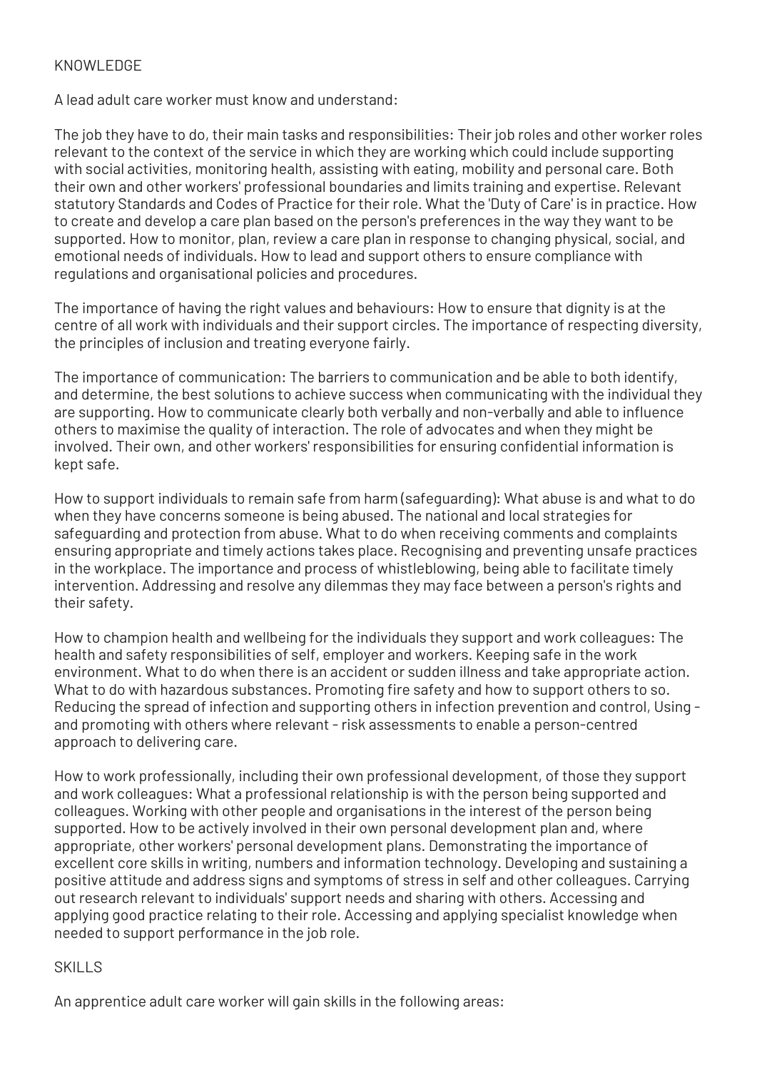## KNOWLEDGE

A lead adult care worker must know and understand:

The job they have to do, their main tasks and responsibilities: Their job roles and other worker roles relevant to the context of the service in which they are working which could include supporting with social activities, monitoring health, assisting with eating, mobility and personal care. Both their own and other workers' professional boundaries and limits training and expertise. Relevant statutory Standards and Codes of Practice for their role. What the 'Duty of Care' is in practice. How to create and develop a care plan based on the person's preferences in the way they want to be supported. How to monitor, plan, review a care plan in response to changing physical, social, and emotional needs of individuals. How to lead and support others to ensure compliance with regulations and organisational policies and procedures.

The importance of having the right values and behaviours: How to ensure that dignity is at the centre of all work with individuals and their support circles. The importance of respecting diversity, the principles of inclusion and treating everyone fairly.

The importance of communication: The barriers to communication and be able to both identify, and determine, the best solutions to achieve success when communicating with the individual they are supporting. How to communicate clearly both verbally and non-verbally and able to influence others to maximise the quality of interaction. The role of advocates and when they might be involved. Their own, and other workers' responsibilities for ensuring confidential information is kept safe.

How to support individuals to remain safe from harm (safeguarding): What abuse is and what to do when they have concerns someone is being abused. The national and local strategies for safeguarding and protection from abuse. What to do when receiving comments and complaints ensuring appropriate and timely actions takes place. Recognising and preventing unsafe practices in the workplace. The importance and process of whistleblowing, being able to facilitate timely intervention. Addressing and resolve any dilemmas they may face between a person's rights and their safety.

How to champion health and wellbeing for the individuals they support and work colleagues: The health and safety responsibilities of self, employer and workers. Keeping safe in the work environment. What to do when there is an accident or sudden illness and take appropriate action. What to do with hazardous substances. Promoting fire safety and how to support others to so. Reducing the spread of infection and supporting others in infection prevention and control, Using - and promoting with others where relevant - risk assessments to enable a person-centred approach to delivering care.

How to work professionally, including their own professional development, of those they support and work colleagues: What a professional relationship is with the person being supported and colleagues. Working with other people and organisations in the interest of the person being supported. How to be actively involved in their own personal development plan and, where appropriate, other workers' personal development plans. Demonstrating the importance of excellent core skills in writing, numbers and information technology. Developing and sustaining a positive attitude and address signs and symptoms of stress in self and other colleagues. Carrying out research relevant to individuals' support needs and sharing with others. Accessing and applying good practice relating to their role. Accessing and applying specialist knowledge when needed to support performance in the job role.

## SKILLS

An apprentice adult care worker will gain skills in the following areas: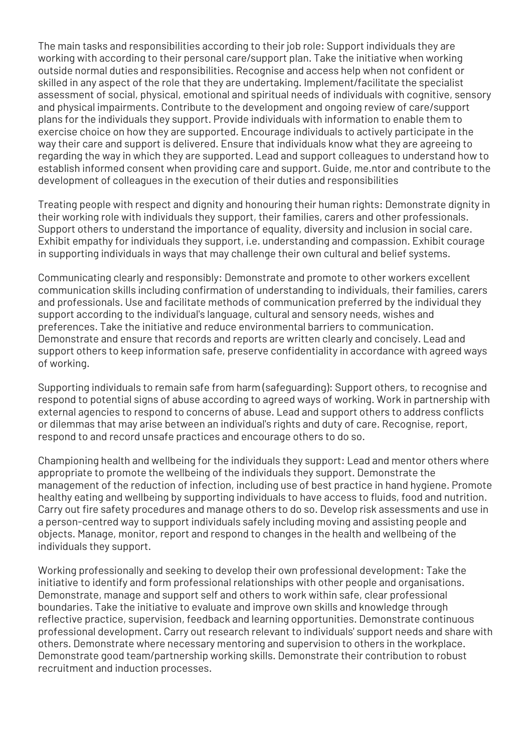The main tasks and responsibilities according to their job role: Support individuals they are working with according to their personal care/support plan. Take the initiative when working outside normal duties and responsibilities. Recognise and access help when not confident or skilled in any aspect of the role that they are undertaking. Implement/facilitate the specialist assessment of social, physical, emotional and spiritual needs of individuals with cognitive, sensory and physical impairments. Contribute to the development and ongoing review of care/support plans for the individuals they support. Provide individuals with information to enable them to exercise choice on how they are supported. Encourage individuals to actively participate in the way their care and support is delivered. Ensure that individuals know what they are agreeing to regarding the way in which they are supported. Lead and support colleagues to understand how to establish informed consent when providing care and support. Guide, me.ntor and contribute to the development of colleagues in the execution of their duties and responsibilities

Treating people with respect and dignity and honouring their human rights: Demonstrate dignity in their working role with individuals they support, their families, carers and other professionals. Support others to understand the importance of equality, diversity and inclusion in social care. Exhibit empathy for individuals they support, i.e. understanding and compassion. Exhibit courage in supporting individuals in ways that may challenge their own cultural and belief systems.

Communicating clearly and responsibly: Demonstrate and promote to other workers excellent communication skills including confirmation of understanding to individuals, their families, carers and professionals. Use and facilitate methods of communication preferred by the individual they support according to the individual's language, cultural and sensory needs, wishes and preferences. Take the initiative and reduce environmental barriers to communication. Demonstrate and ensure that records and reports are written clearly and concisely. Lead and support others to keep information safe, preserve confidentiality in accordance with agreed ways of working.

Supporting individuals to remain safe from harm (safeguarding): Support others, to recognise and respond to potential signs of abuse according to agreed ways of working. Work in partnership with external agencies to respond to concerns of abuse. Lead and support others to address conflicts or dilemmas that may arise between an individual's rights and duty of care. Recognise, report, respond to and record unsafe practices and encourage others to do so.

Championing health and wellbeing for the individuals they support: Lead and mentor others where appropriate to promote the wellbeing of the individuals they support. Demonstrate the management of the reduction of infection, including use of best practice in hand hygiene. Promote healthy eating and wellbeing by supporting individuals to have access to fluids, food and nutrition. Carry out fire safety procedures and manage others to do so. Develop risk assessments and use in a person-centred way to support individuals safely including moving and assisting people and objects. Manage, monitor, report and respond to changes in the health and wellbeing of the individuals they support.

Working professionally and seeking to develop their own professional development: Take the initiative to identify and form professional relationships with other people and organisations. Demonstrate, manage and support self and others to work within safe, clear professional boundaries. Take the initiative to evaluate and improve own skills and knowledge through reflective practice, supervision, feedback and learning opportunities. Demonstrate continuous professional development. Carry out research relevant to individuals' support needs and share with others. Demonstrate where necessary mentoring and supervision to others in the workplace. Demonstrate good team/partnership working skills. Demonstrate their contribution to robust recruitment and induction processes.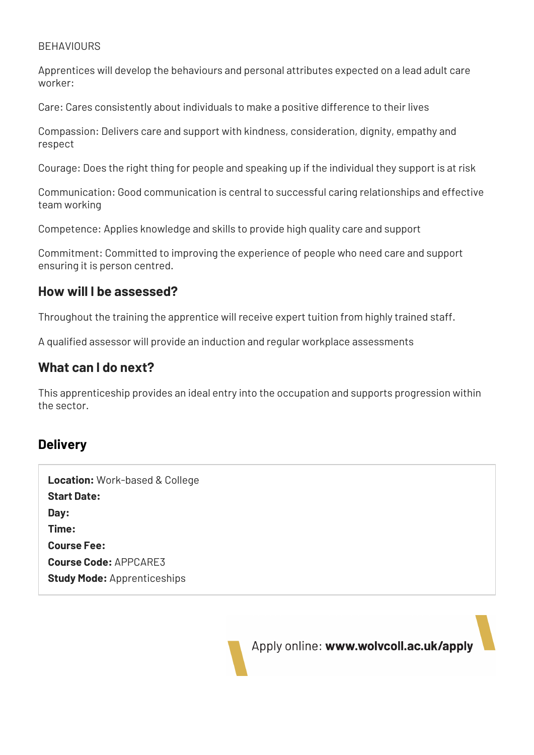BEHAVIOURS

Apprentices will develop the behaviours and personal attributes expected on a lead adult care worker:

Care: Cares consistently about individuals to make a positive difference to their lives

Compassion: Delivers care and support with kindness, consideration, dignity, empathy and respect

Courage: Does the right thing for people and speaking up if the individual they support is at risk

Communication: Good communication is central to successful caring relationships and effective team working

Competence: Applies knowledge and skills to provide high quality care and support

Commitment: Committed to improving the experience of people who need care and support ensuring it is person centred.

## How will I be assessed?

Throughout the training the apprentice will receive expert tuition from highly trained staff.

A qualified assessor will provide an induction and regular workplace assessments

## What can I do next?

This apprenticeship provides an ideal entry into the occupation and supports progression within the sector.

## Delivery

**Location:** Work-based & College
**Start Date:**
**Day:**
**Time:**
**Course Fee:**
**Course Code:** APPCARE3
**Study Mode:** Apprenticeships

Apply online: **www.wolvcoll.ac.uk/apply**